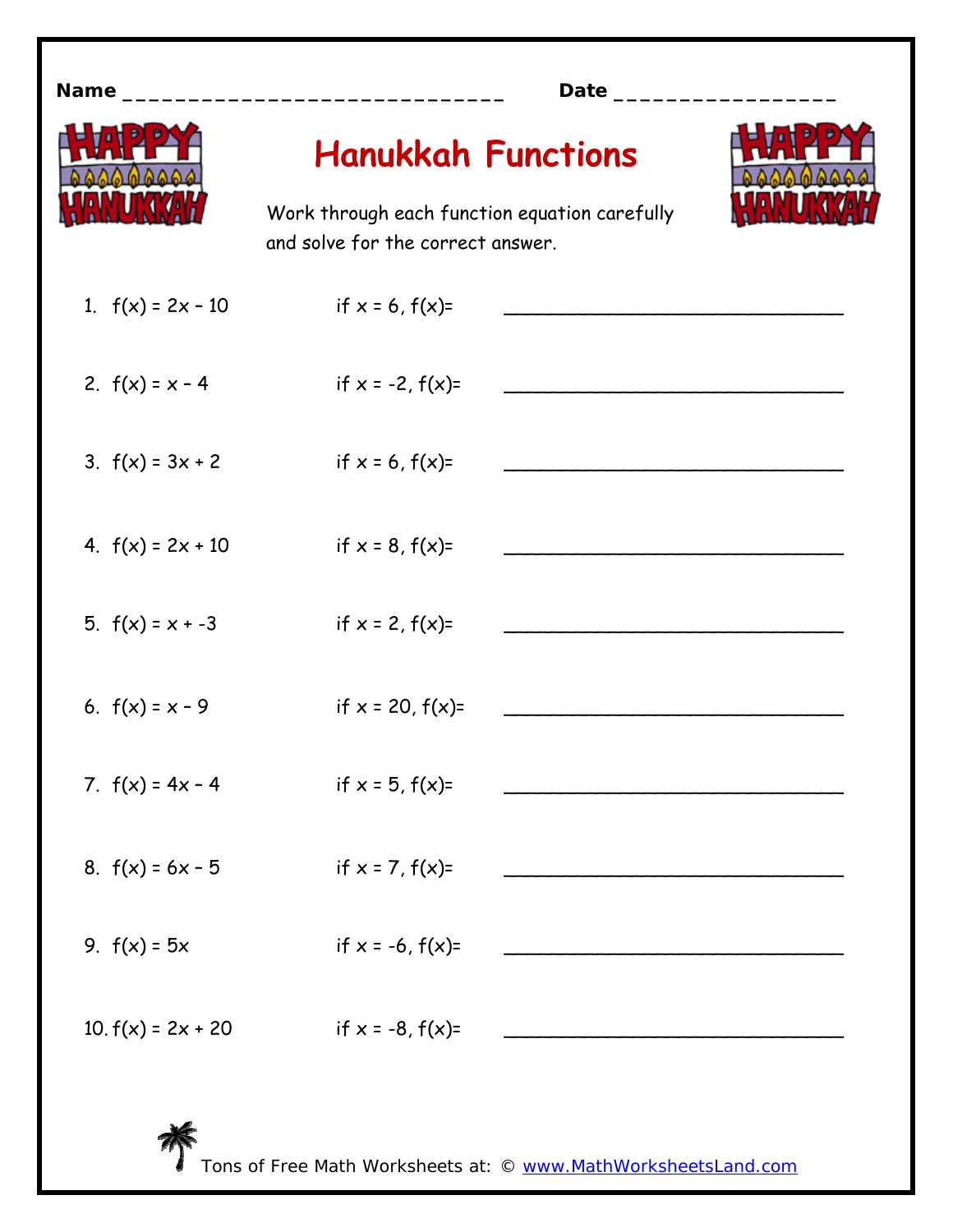Name ______________________________ Date ________________

# Hanukkah Functions

Work through each function equation carefully and solve for the correct answer.

1. $f(x) = 2x - 10$ if $x = 6$, $f(x)=$ ______________________________

2. $f(x) = x - 4$ if $x = -2$, $f(x)=$ ______________________________

3. $f(x) = 3x + 2$ if $x = 6$, $f(x)=$ ______________________________

4. $f(x) = 2x + 10$ if $x = 8$, $f(x)=$ ______________________________

5. $f(x) = x + -3$ if $x = 2$, $f(x)=$ ______________________________

6. $f(x) = x - 9$ if $x = 20$, $f(x)=$ ______________________________

7. $f(x) = 4x - 4$ if $x = 5$, $f(x)=$ ______________________________

8. $f(x) = 6x - 5$ if $x = 7$, $f(x)=$ ______________________________

9. $f(x) = 5x$ if $x = -6$, $f(x)=$ ______________________________

10. $f(x) = 2x + 20$ if $x = -8$, $f(x)=$ ______________________________

Tons of Free Math Worksheets at: © www.MathWorksheetsLand.com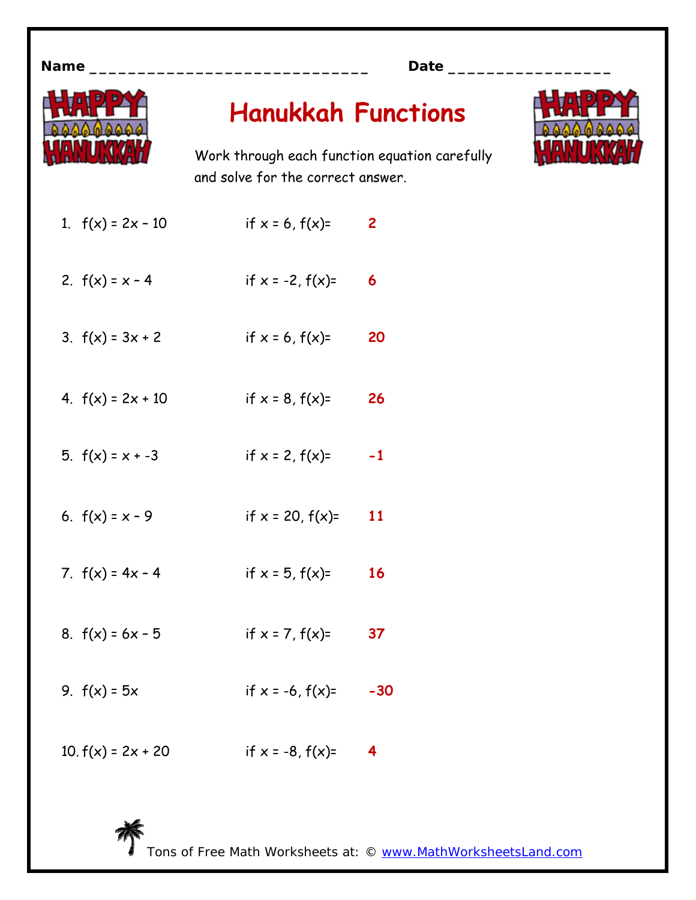Name ______________________________ Date _________________

# Hanukkah Functions

Work through each function equation carefully and solve for the correct answer.

1. $f(x) = 2x - 10$ &nbsp;&nbsp;&nbsp; if $x = 6$, $f(x) =$ **2**

2. $f(x) = x - 4$ &nbsp;&nbsp;&nbsp; if $x = -2$, $f(x) =$ **6**

3. $f(x) = 3x + 2$ &nbsp;&nbsp;&nbsp; if $x = 6$, $f(x) =$ **20**

4. $f(x) = 2x + 10$ &nbsp;&nbsp;&nbsp; if $x = 8$, $f(x) =$ **26**

5. $f(x) = x + -3$ &nbsp;&nbsp;&nbsp; if $x = 2$, $f(x) =$ **-1**

6. $f(x) = x - 9$ &nbsp;&nbsp;&nbsp; if $x = 20$, $f(x) =$ **11**

7. $f(x) = 4x - 4$ &nbsp;&nbsp;&nbsp; if $x = 5$, $f(x) =$ **16**

8. $f(x) = 6x - 5$ &nbsp;&nbsp;&nbsp; if $x = 7$, $f(x) =$ **37**

9. $f(x) = 5x$ &nbsp;&nbsp;&nbsp; if $x = -6$, $f(x) =$ **-30**

10. $f(x) = 2x + 20$ &nbsp;&nbsp;&nbsp; if $x = -8$, $f(x) =$ **4**

Tons of Free Math Worksheets at: © www.MathWorksheetsLand.com